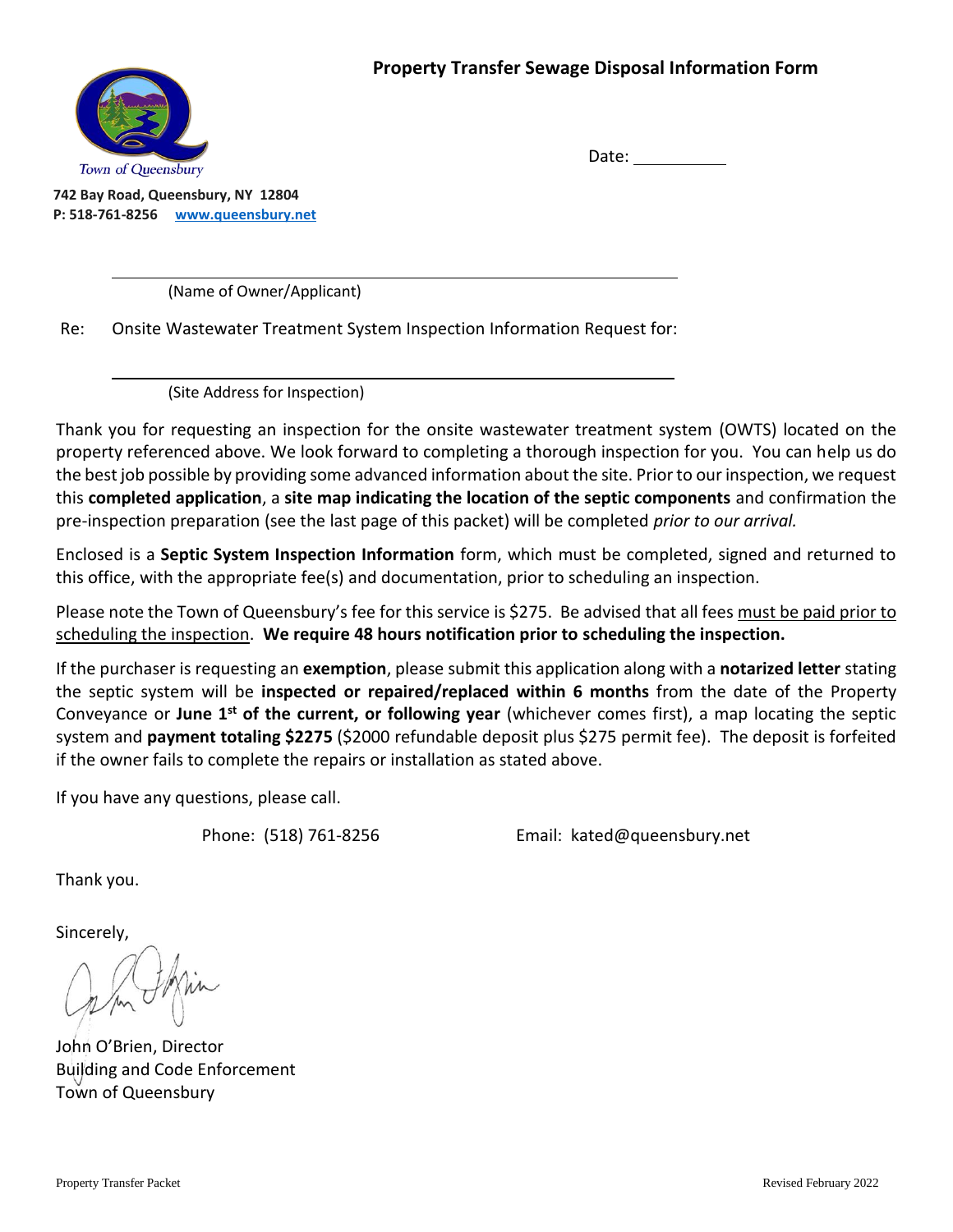# Property Transfer Sewage Disposal Information Form

Town of Queensbury

**742 Bay Road, Queensbury, NY 12804**
**P: 518-761-8256** **www.queensbury.net**

Date: __________

______________________________________________________
(Name of Owner/Applicant)

Re: Onsite Wastewater Treatment System Inspection Information Request for:

______________________________________________________
(Site Address for Inspection)

Thank you for requesting an inspection for the onsite wastewater treatment system (OWTS) located on the property referenced above. We look forward to completing a thorough inspection for you. You can help us do the best job possible by providing some advanced information about the site. Prior to our inspection, we request this **completed application**, a **site map indicating the location of the septic components** and confirmation the pre-inspection preparation (see the last page of this packet) will be completed *prior to our arrival.*

Enclosed is a **Septic System Inspection Information** form, which must be completed, signed and returned to this office, with the appropriate fee(s) and documentation, prior to scheduling an inspection.

Please note the Town of Queensbury's fee for this service is $275. Be advised that all fees must be paid prior to scheduling the inspection. **We require 48 hours notification prior to scheduling the inspection.**

If the purchaser is requesting an **exemption**, please submit this application along with a **notarized letter** stating the septic system will be **inspected or repaired/replaced within 6 months** from the date of the Property Conveyance or **June 1st of the current, or following year** (whichever comes first), a map locating the septic system and **payment totaling $2275** ($2000 refundable deposit plus $275 permit fee). The deposit is forfeited if the owner fails to complete the repairs or installation as stated above.

If you have any questions, please call.

Phone: (518) 761-8256 Email: kated@queensbury.net

Thank you.

Sincerely,

John O'Brien, Director
Building and Code Enforcement
Town of Queensbury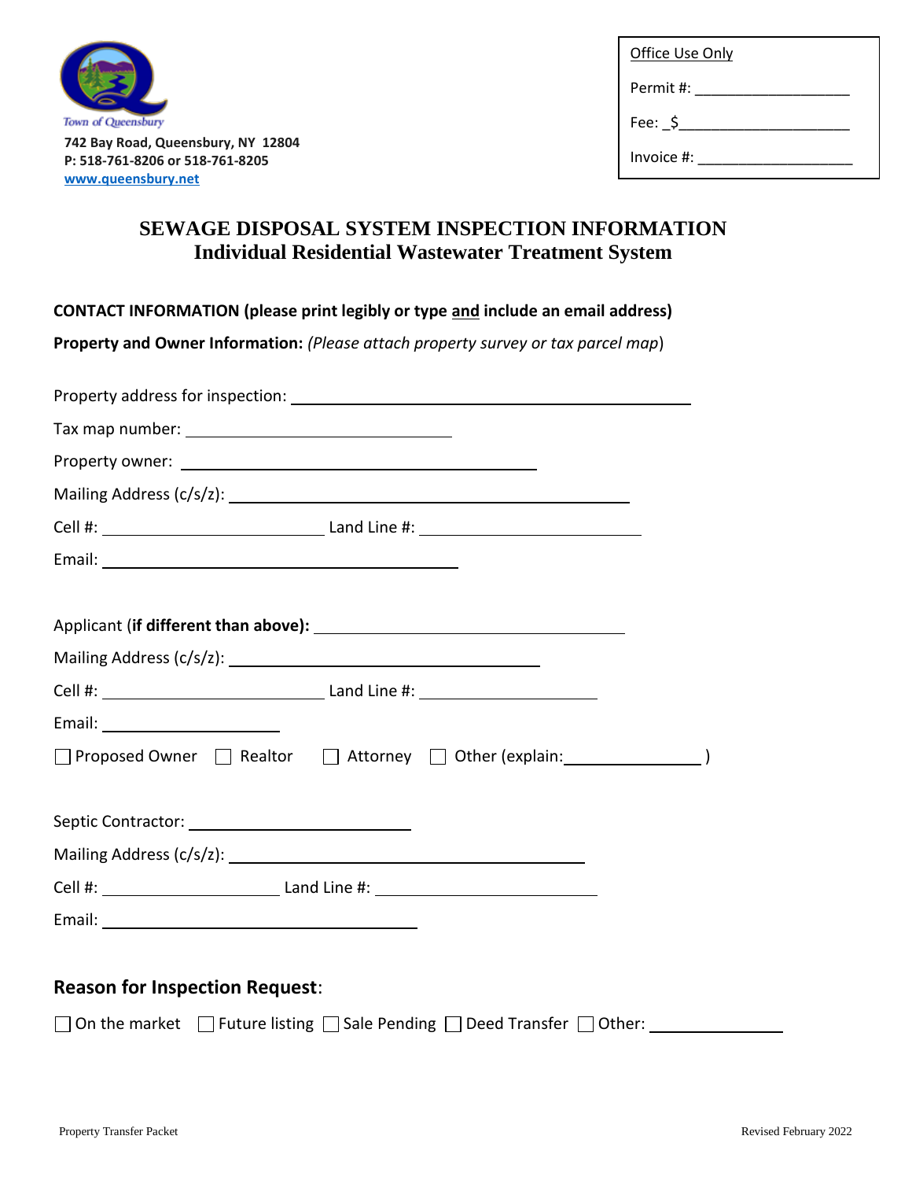Town of Queensbury

742 Bay Road, Queensbury, NY 12804
P: 518-761-8206 or 518-761-8205
www.queensbury.net

Office Use Only

Permit #: ___________________

Fee: _$_____________________

Invoice #: ___________________

# SEWAGE DISPOSAL SYSTEM INSPECTION INFORMATION
## Individual Residential Wastewater Treatment System

**CONTACT INFORMATION (please print legibly or type and include an email address)**

**Property and Owner Information:** *(Please attach property survey or tax parcel map)*

Property address for inspection: ______________________________

Tax map number: ______________________________

Property owner: ______________________________

Mailing Address (c/s/z): ______________________________

Cell #: ____________________ Land Line #: ____________________

Email: ______________________________

Applicant (**if different than above):** ______________________________

Mailing Address (c/s/z): ______________________________

Cell #: ____________________ Land Line #: ____________________

Email: ____________________

☐ Proposed Owner ☐ Realtor ☐ Attorney ☐ Other (explain:____________________ )

Septic Contractor: ______________________________

Mailing Address (c/s/z): ______________________________

Cell #: ____________________ Land Line #: ____________________

Email: ______________________________

### Reason for Inspection Request:

☐ On the market ☐ Future listing ☐ Sale Pending ☐ Deed Transfer ☐ Other: ____________________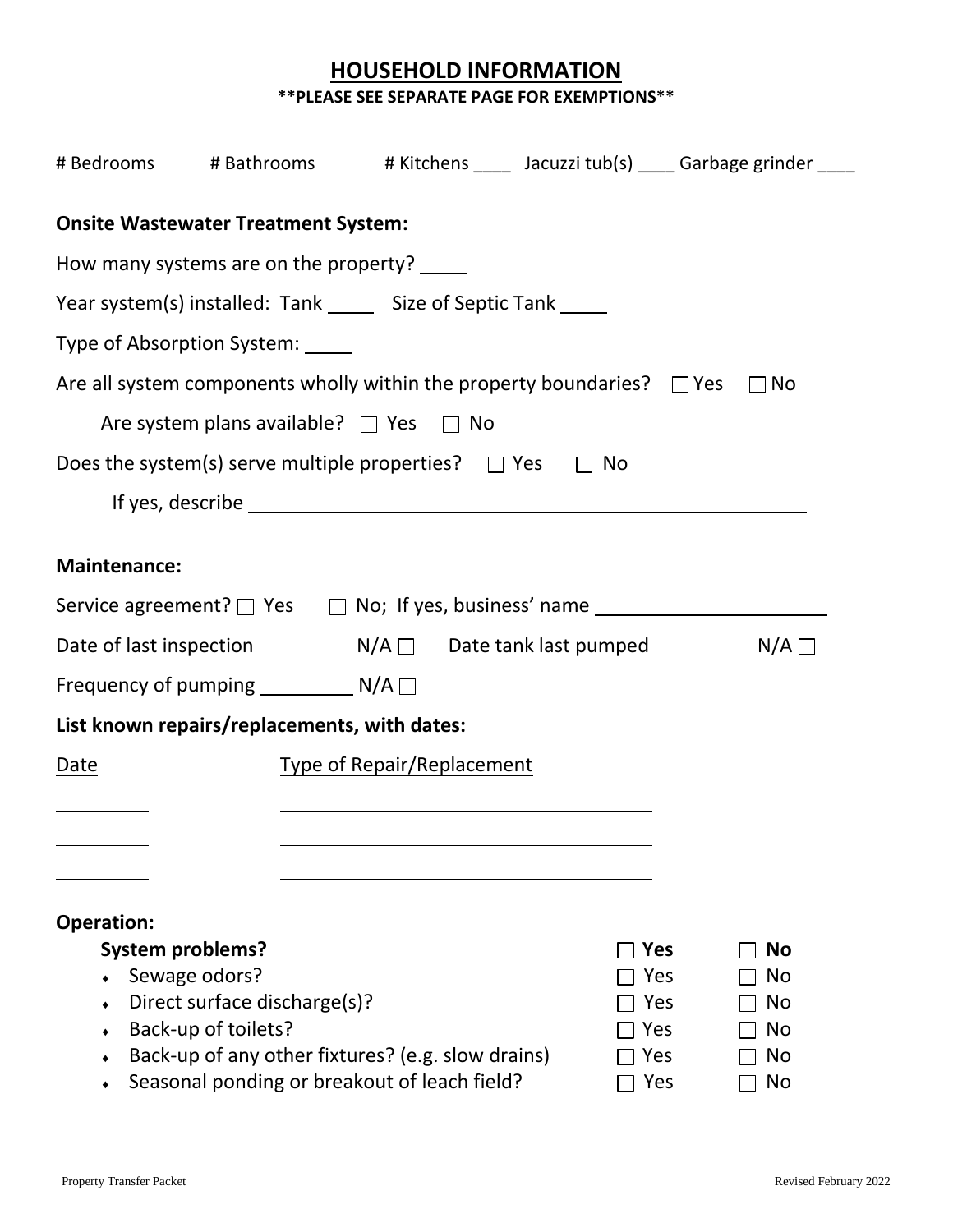# HOUSEHOLD INFORMATION

**\*\*PLEASE SEE SEPARATE PAGE FOR EXEMPTIONS\*\***

# Bedrooms _____ # Bathrooms _____ # Kitchens ____ Jacuzzi tub(s) ____ Garbage grinder ____

**Onsite Wastewater Treatment System:**

How many systems are on the property? _____

Year system(s) installed: Tank _____ Size of Septic Tank _____

Type of Absorption System: _____

Are all system components wholly within the property boundaries? ☐ Yes ☐ No

Are system plans available? ☐ Yes ☐ No

Does the system(s) serve multiple properties? ☐ Yes ☐ No

If yes, describe ______________________________________________________

**Maintenance:**

Service agreement? ☐ Yes ☐ No; If yes, business' name ______________________

Date of last inspection _________ N/A ☐ Date tank last pumped _________ N/A ☐

Frequency of pumping _________ N/A ☐

**List known repairs/replacements, with dates:**

| Date | Type of Repair/Replacement |
|---|---|
| _________ | ________________________________ |
| _________ | ________________________________ |
| _________ | ________________________________ |

**Operation:**

| | | |
|---|---|---|
| **System problems?** | ☐ **Yes** | ☐ **No** |
| • Sewage odors? | ☐ Yes | ☐ No |
| • Direct surface discharge(s)? | ☐ Yes | ☐ No |
| • Back-up of toilets? | ☐ Yes | ☐ No |
| • Back-up of any other fixtures? (e.g. slow drains) | ☐ Yes | ☐ No |
| • Seasonal ponding or breakout of leach field? | ☐ Yes | ☐ No |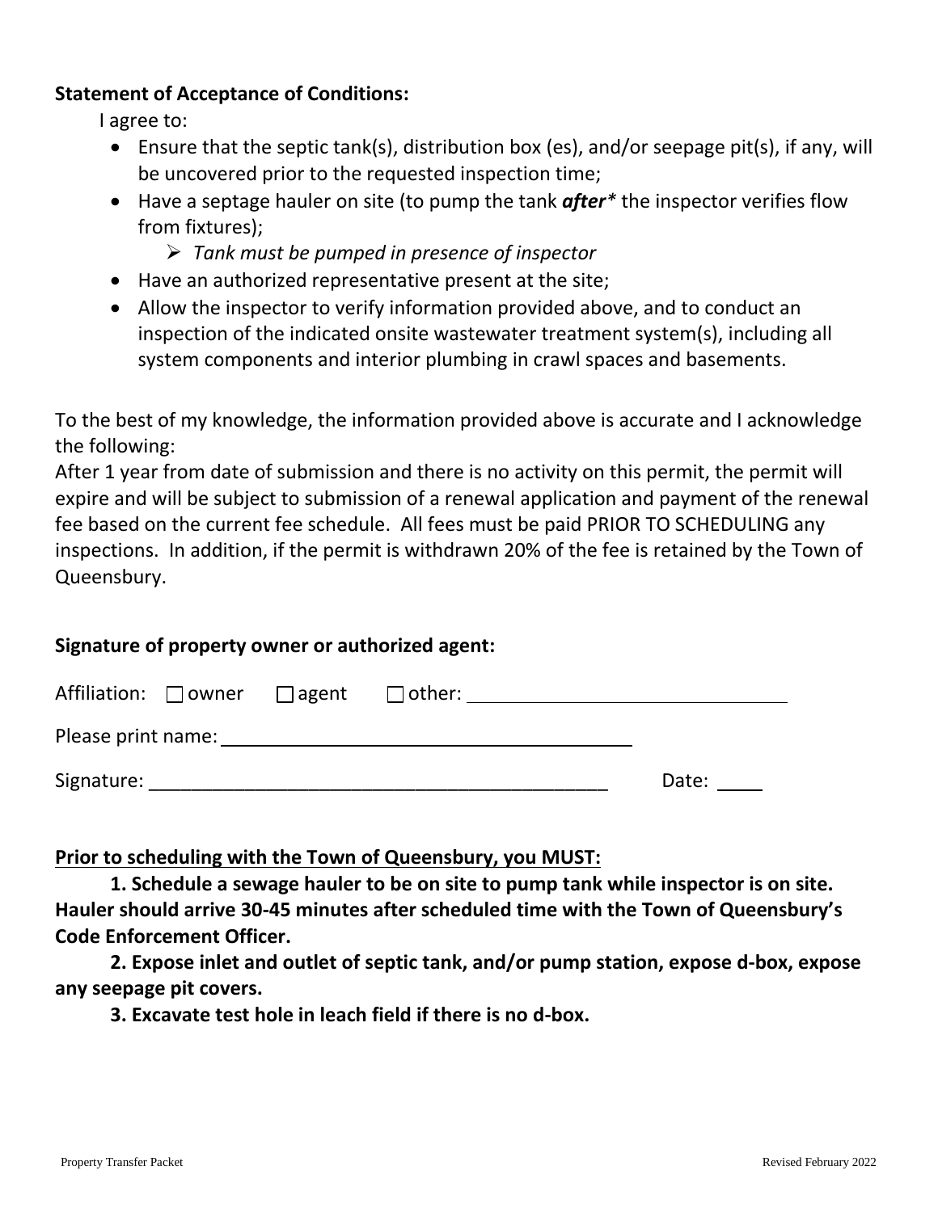**Statement of Acceptance of Conditions:**

I agree to:

- Ensure that the septic tank(s), distribution box (es), and/or seepage pit(s), if any, will be uncovered prior to the requested inspection time;
- Have a septage hauler on site (to pump the tank ***after**** the inspector verifies flow from fixtures);
    - *Tank must be pumped in presence of inspector*
- Have an authorized representative present at the site;
- Allow the inspector to verify information provided above, and to conduct an inspection of the indicated onsite wastewater treatment system(s), including all system components and interior plumbing in crawl spaces and basements.

To the best of my knowledge, the information provided above is accurate and I acknowledge the following:

After 1 year from date of submission and there is no activity on this permit, the permit will expire and will be subject to submission of a renewal application and payment of the renewal fee based on the current fee schedule. All fees must be paid PRIOR TO SCHEDULING any inspections. In addition, if the permit is withdrawn 20% of the fee is retained by the Town of Queensbury.

**Signature of property owner or authorized agent:**

Affiliation: ☐ owner ☐ agent ☐ other: ______________________________

Please print name: ______________________________________

Signature: ___________________________________________ Date: ____

**<u>Prior to scheduling with the Town of Queensbury, you MUST:</u>**

**1. Schedule a sewage hauler to be on site to pump tank while inspector is on site. Hauler should arrive 30-45 minutes after scheduled time with the Town of Queensbury's Code Enforcement Officer.**

**2. Expose inlet and outlet of septic tank, and/or pump station, expose d-box, expose any seepage pit covers.**

**3. Excavate test hole in leach field if there is no d-box.**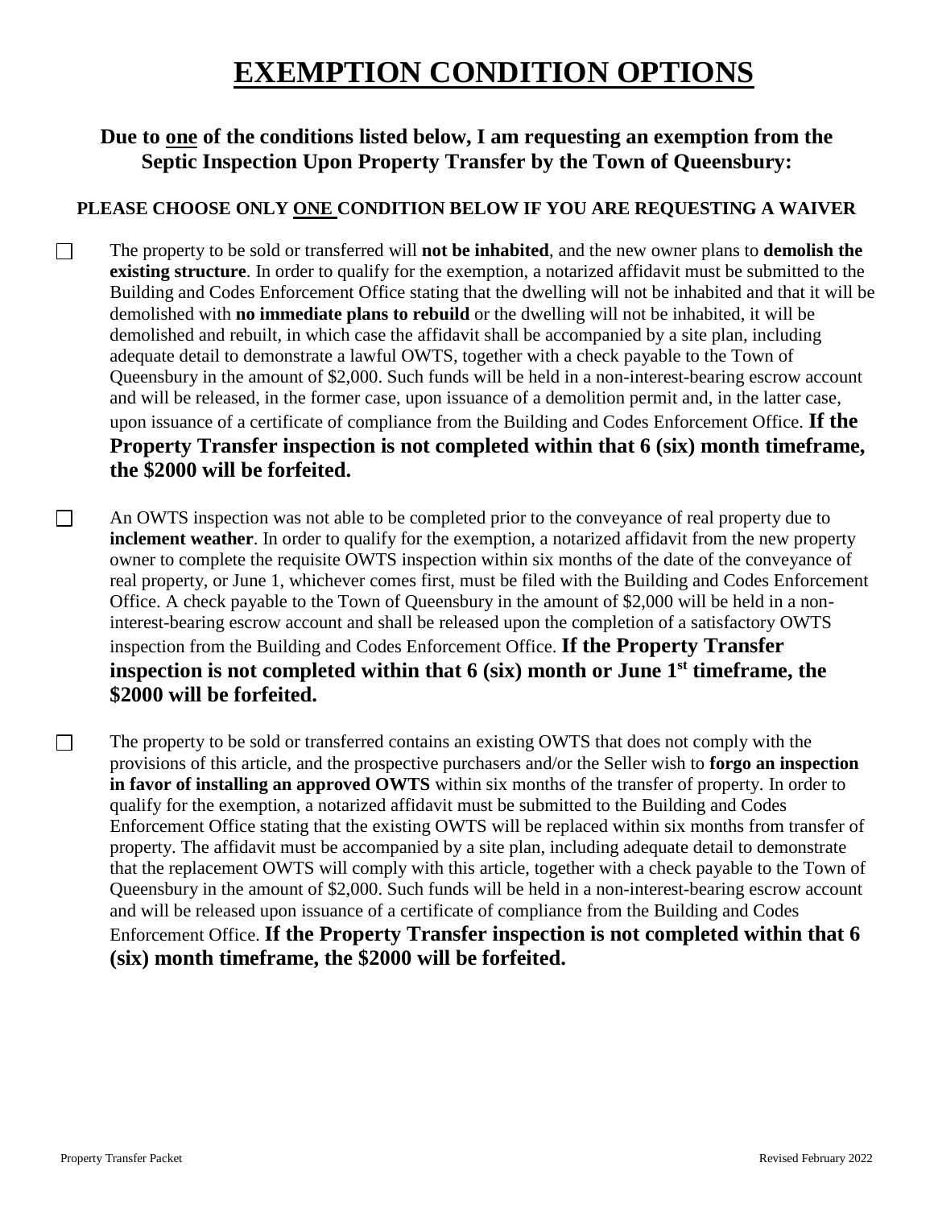# EXEMPTION CONDITION OPTIONS

**Due to one of the conditions listed below, I am requesting an exemption from the Septic Inspection Upon Property Transfer by the Town of Queensbury:**

**PLEASE CHOOSE ONLY ONE CONDITION BELOW IF YOU ARE REQUESTING A WAIVER**

☐ The property to be sold or transferred will **not be inhabited**, and the new owner plans to **demolish the existing structure**. In order to qualify for the exemption, a notarized affidavit must be submitted to the Building and Codes Enforcement Office stating that the dwelling will not be inhabited and that it will be demolished with **no immediate plans to rebuild** or the dwelling will not be inhabited, it will be demolished and rebuilt, in which case the affidavit shall be accompanied by a site plan, including adequate detail to demonstrate a lawful OWTS, together with a check payable to the Town of Queensbury in the amount of $2,000. Such funds will be held in a non-interest-bearing escrow account and will be released, in the former case, upon issuance of a demolition permit and, in the latter case, upon issuance of a certificate of compliance from the Building and Codes Enforcement Office. **If the Property Transfer inspection is not completed within that 6 (six) month timeframe, the $2000 will be forfeited.**

☐ An OWTS inspection was not able to be completed prior to the conveyance of real property due to **inclement weather**. In order to qualify for the exemption, a notarized affidavit from the new property owner to complete the requisite OWTS inspection within six months of the date of the conveyance of real property, or June 1, whichever comes first, must be filed with the Building and Codes Enforcement Office. A check payable to the Town of Queensbury in the amount of $2,000 will be held in a non-interest-bearing escrow account and shall be released upon the completion of a satisfactory OWTS inspection from the Building and Codes Enforcement Office. **If the Property Transfer inspection is not completed within that 6 (six) month or June 1st timeframe, the $2000 will be forfeited.**

☐ The property to be sold or transferred contains an existing OWTS that does not comply with the provisions of this article, and the prospective purchasers and/or the Seller wish to **forgo an inspection in favor of installing an approved OWTS** within six months of the transfer of property. In order to qualify for the exemption, a notarized affidavit must be submitted to the Building and Codes Enforcement Office stating that the existing OWTS will be replaced within six months from transfer of property. The affidavit must be accompanied by a site plan, including adequate detail to demonstrate that the replacement OWTS will comply with this article, together with a check payable to the Town of Queensbury in the amount of $2,000. Such funds will be held in a non-interest-bearing escrow account and will be released upon issuance of a certificate of compliance from the Building and Codes Enforcement Office. **If the Property Transfer inspection is not completed within that 6 (six) month timeframe, the $2000 will be forfeited.**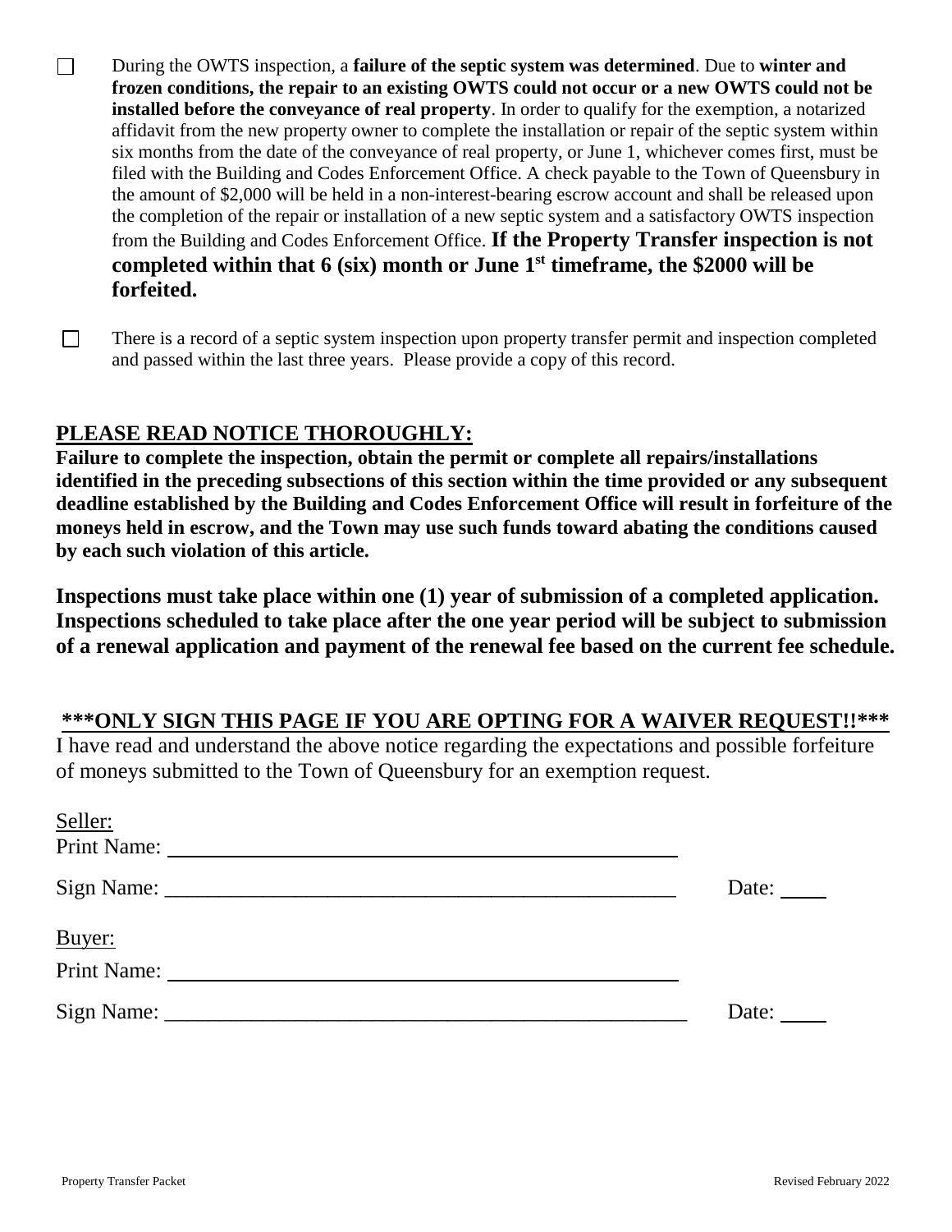- ☐ During the OWTS inspection, a **failure of the septic system was determined**. Due to **winter and frozen conditions, the repair to an existing OWTS could not occur or a new OWTS could not be installed before the conveyance of real property**. In order to qualify for the exemption, a notarized affidavit from the new property owner to complete the installation or repair of the septic system within six months from the date of the conveyance of real property, or June 1, whichever comes first, must be filed with the Building and Codes Enforcement Office. A check payable to the Town of Queensbury in the amount of $2,000 will be held in a non-interest-bearing escrow account and shall be released upon the completion of the repair or installation of a new septic system and a satisfactory OWTS inspection from the Building and Codes Enforcement Office. **If the Property Transfer inspection is not completed within that 6 (six) month or June 1st timeframe, the $2000 will be forfeited.**

- ☐ There is a record of a septic system inspection upon property transfer permit and inspection completed and passed within the last three years. Please provide a copy of this record.

## PLEASE READ NOTICE THOROUGHLY:

**Failure to complete the inspection, obtain the permit or complete all repairs/installations identified in the preceding subsections of this section within the time provided or any subsequent deadline established by the Building and Codes Enforcement Office will result in forfeiture of the moneys held in escrow, and the Town may use such funds toward abating the conditions caused by each such violation of this article.**

**Inspections must take place within one (1) year of submission of a completed application. Inspections scheduled to take place after the one year period will be subject to submission of a renewal application and payment of the renewal fee based on the current fee schedule.**

**\*\*\*ONLY SIGN THIS PAGE IF YOU ARE OPTING FOR A WAIVER REQUEST!!\*\*\***

I have read and understand the above notice regarding the expectations and possible forfeiture of moneys submitted to the Town of Queensbury for an exemption request.

Seller:

Print Name: ______________________________________________

Sign Name: ______________________________________________ Date: ____

Buyer:

Print Name: ______________________________________________

Sign Name: ______________________________________________ Date: ____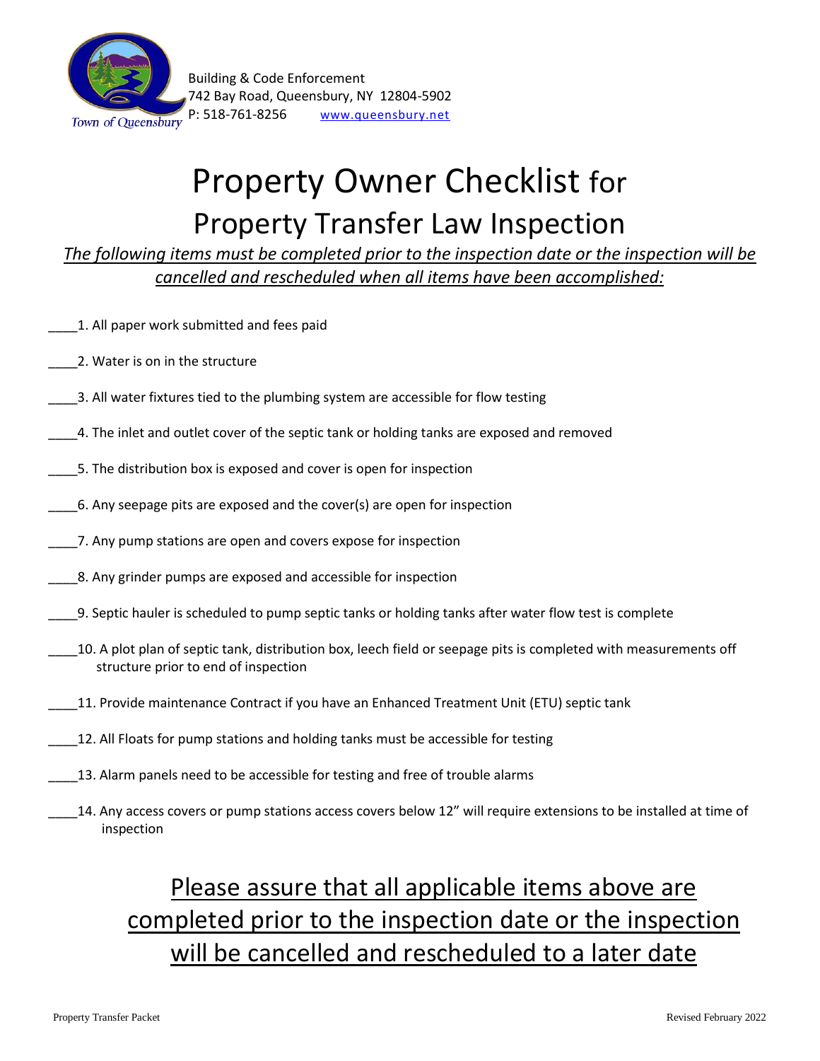Building & Code Enforcement
742 Bay Road, Queensbury, NY 12804-5902
P: 518-761-8256 www.queensbury.net

Town of Queensbury

# Property Owner Checklist for Property Transfer Law Inspection

*The following items must be completed prior to the inspection date or the inspection will be cancelled and rescheduled when all items have been accomplished:*

____1. All paper work submitted and fees paid

____2. Water is on in the structure

____3. All water fixtures tied to the plumbing system are accessible for flow testing

____4. The inlet and outlet cover of the septic tank or holding tanks are exposed and removed

____5. The distribution box is exposed and cover is open for inspection

____6. Any seepage pits are exposed and the cover(s) are open for inspection

____7. Any pump stations are open and covers expose for inspection

____8. Any grinder pumps are exposed and accessible for inspection

____9. Septic hauler is scheduled to pump septic tanks or holding tanks after water flow test is complete

____10. A plot plan of septic tank, distribution box, leech field or seepage pits is completed with measurements off structure prior to end of inspection

____11. Provide maintenance Contract if you have an Enhanced Treatment Unit (ETU) septic tank

____12. All Floats for pump stations and holding tanks must be accessible for testing

____13. Alarm panels need to be accessible for testing and free of trouble alarms

____14. Any access covers or pump stations access covers below 12" will require extensions to be installed at time of inspection

## Please assure that all applicable items above are completed prior to the inspection date or the inspection will be cancelled and rescheduled to a later date